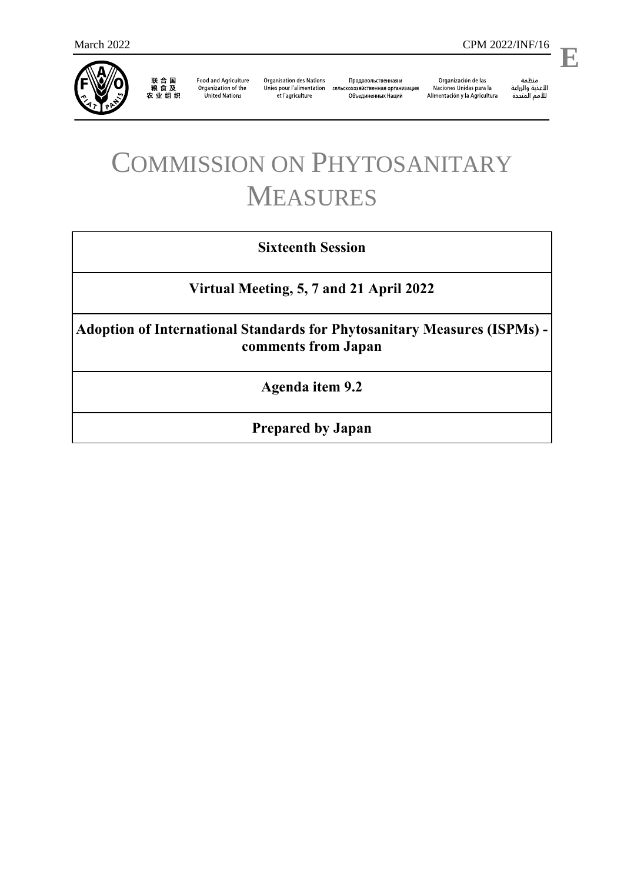March 2022 CPM 2022/INF/16

E

联合国粮食及农业组织 | Food and Agriculture Organization of the United Nations | Organisation des Nations Unies pour l'alimentation et l'agriculture | Продовольственная и сельскохозяйственная организация Объединенных Наций | Organización de las Naciones Unidas para la Alimentación y la Agricultura | منظمة الأغذية والزراعة للأمم المتحدة

# COMMISSION ON PHYTOSANITARY MEASURES

| **Sixteenth Session** |
|---|
| **Virtual Meeting, 5, 7 and 21 April 2022** |
| **Adoption of International Standards for Phytosanitary Measures (ISPMs) - comments from Japan** |
| **Agenda item 9.2** |
| **Prepared by Japan** |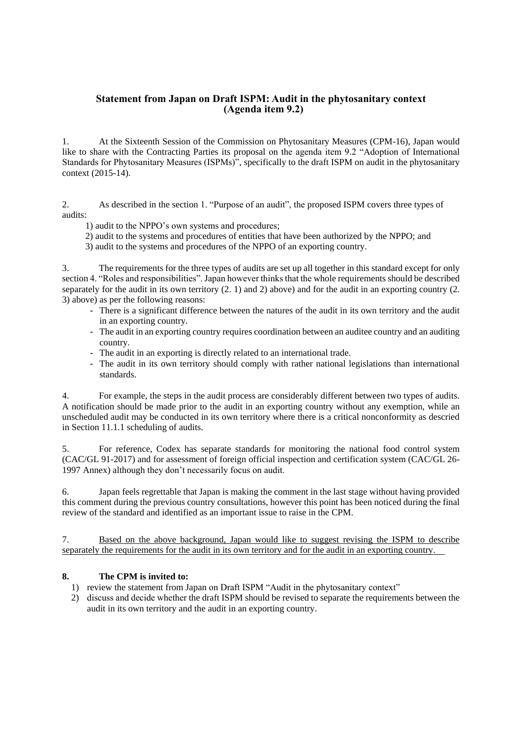## Statement from Japan on Draft ISPM: Audit in the phytosanitary context (Agenda item 9.2)

1. At the Sixteenth Session of the Commission on Phytosanitary Measures (CPM-16), Japan would like to share with the Contracting Parties its proposal on the agenda item 9.2 "Adoption of International Standards for Phytosanitary Measures (ISPMs)", specifically to the draft ISPM on audit in the phytosanitary context (2015-14).

2. As described in the section 1. "Purpose of an audit", the proposed ISPM covers three types of audits:

   1) audit to the NPPO's own systems and procedures;
   2) audit to the systems and procedures of entities that have been authorized by the NPPO; and
   3) audit to the systems and procedures of the NPPO of an exporting country.

3. The requirements for the three types of audits are set up all together in this standard except for only section 4. "Roles and responsibilities". Japan however thinks that the whole requirements should be described separately for the audit in its own territory (2. 1) and 2) above) and for the audit in an exporting country (2. 3) above) as per the following reasons:

   - There is a significant difference between the natures of the audit in its own territory and the audit in an exporting country.
   - The audit in an exporting country requires coordination between an auditee country and an auditing country.
   - The audit in an exporting is directly related to an international trade.
   - The audit in its own territory should comply with rather national legislations than international standards.

4. For example, the steps in the audit process are considerably different between two types of audits. A notification should be made prior to the audit in an exporting country without any exemption, while an unscheduled audit may be conducted in its own territory where there is a critical nonconformity as descried in Section 11.1.1 scheduling of audits.

5. For reference, Codex has separate standards for monitoring the national food control system (CAC/GL 91-2017) and for assessment of foreign official inspection and certification system (CAC/GL 26-1997 Annex) although they don't necessarily focus on audit.

6. Japan feels regrettable that Japan is making the comment in the last stage without having provided this comment during the previous country consultations, however this point has been noticed during the final review of the standard and identified as an important issue to raise in the CPM.

7. <u>Based on the above background, Japan would like to suggest revising the ISPM to describe separately the requirements for the audit in its own territory and for the audit in an exporting country.</u>

**8. The CPM is invited to:**

1) review the statement from Japan on Draft ISPM "Audit in the phytosanitary context"
2) discuss and decide whether the draft ISPM should be revised to separate the requirements between the audit in its own territory and the audit in an exporting country.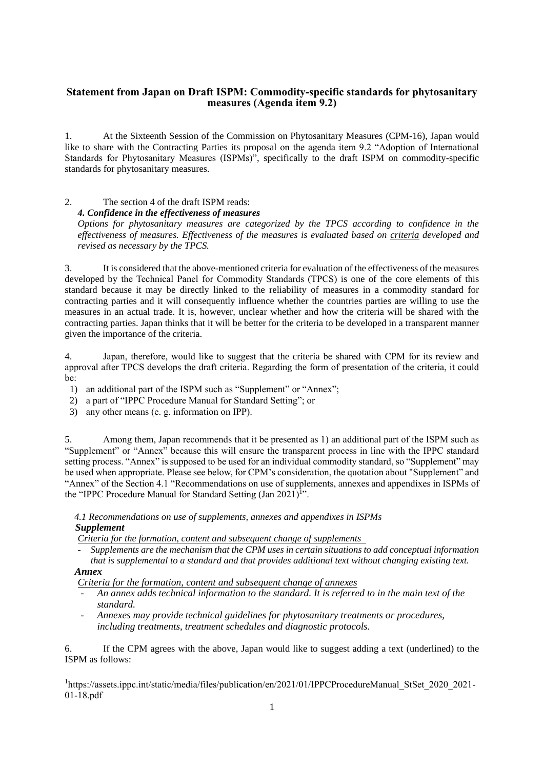## Statement from Japan on Draft ISPM: Commodity-specific standards for phytosanitary measures (Agenda item 9.2)

1. At the Sixteenth Session of the Commission on Phytosanitary Measures (CPM-16), Japan would like to share with the Contracting Parties its proposal on the agenda item 9.2 "Adoption of International Standards for Phytosanitary Measures (ISPMs)", specifically to the draft ISPM on commodity-specific standards for phytosanitary measures.

2. The section 4 of the draft ISPM reads:

***4. Confidence in the effectiveness of measures***

*Options for phytosanitary measures are categorized by the TPCS according to confidence in the effectiveness of measures. Effectiveness of the measures is evaluated based on* <u>*criteria*</u> *developed and revised as necessary by the TPCS.*

3. It is considered that the above-mentioned criteria for evaluation of the effectiveness of the measures developed by the Technical Panel for Commodity Standards (TPCS) is one of the core elements of this standard because it may be directly linked to the reliability of measures in a commodity standard for contracting parties and it will consequently influence whether the countries parties are willing to use the measures in an actual trade. It is, however, unclear whether and how the criteria will be shared with the contracting parties. Japan thinks that it will be better for the criteria to be developed in a transparent manner given the importance of the criteria.

4. Japan, therefore, would like to suggest that the criteria be shared with CPM for its review and approval after TPCS develops the draft criteria. Regarding the form of presentation of the criteria, it could be:

1) an additional part of the ISPM such as "Supplement" or "Annex";
2) a part of "IPPC Procedure Manual for Standard Setting"; or
3) any other means (e. g. information on IPP).

5. Among them, Japan recommends that it be presented as 1) an additional part of the ISPM such as "Supplement" or "Annex" because this will ensure the transparent process in line with the IPPC standard setting process. "Annex" is supposed to be used for an individual commodity standard, so "Supplement" may be used when appropriate. Please see below, for CPM's consideration, the quotation about "Supplement" and "Annex" of the Section 4.1 "Recommendations on use of supplements, annexes and appendixes in ISPMs of the "IPPC Procedure Manual for Standard Setting (Jan 2021)[1]".

*4.1 Recommendations on use of supplements, annexes and appendixes in ISPMs*

***Supplement***

<u>*Criteria for the formation, content and subsequent change of supplements*</u>

- *Supplements are the mechanism that the CPM uses in certain situations to add conceptual information that is supplemental to a standard and that provides additional text without changing existing text.*

***Annex***

<u>*Criteria for the formation, content and subsequent change of annexes*</u>

- *An annex adds technical information to the standard. It is referred to in the main text of the standard.*
- *Annexes may provide technical guidelines for phytosanitary treatments or procedures, including treatments, treatment schedules and diagnostic protocols.*

6. If the CPM agrees with the above, Japan would like to suggest adding a text (underlined) to the ISPM as follows:

[1] https://assets.ippc.int/static/media/files/publication/en/2021/01/IPPCProcedureManual_StSet_2020_2021-01-18.pdf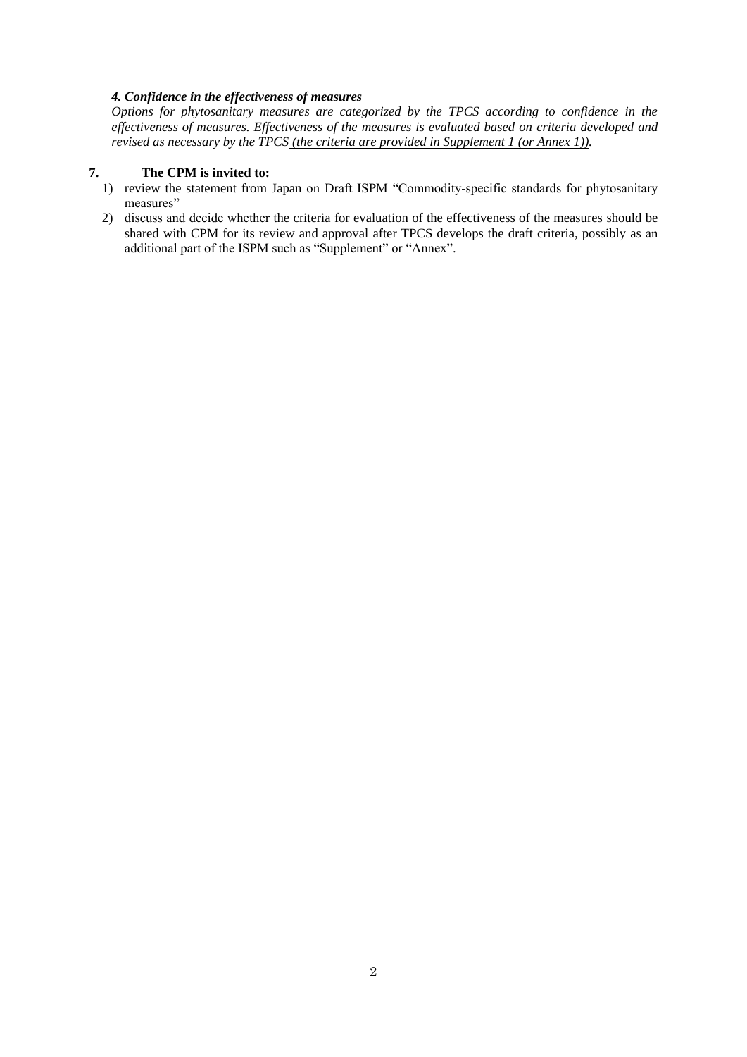***4. Confidence in the effectiveness of measures***

*Options for phytosanitary measures are categorized by the TPCS according to confidence in the effectiveness of measures. Effectiveness of the measures is evaluated based on criteria developed and revised as necessary by the TPCS* <u>*(the criteria are provided in Supplement 1 (or Annex 1))*</u>*.*

**7. The CPM is invited to:**

1) review the statement from Japan on Draft ISPM "Commodity-specific standards for phytosanitary measures"
2) discuss and decide whether the criteria for evaluation of the effectiveness of the measures should be shared with CPM for its review and approval after TPCS develops the draft criteria, possibly as an additional part of the ISPM such as "Supplement" or "Annex".